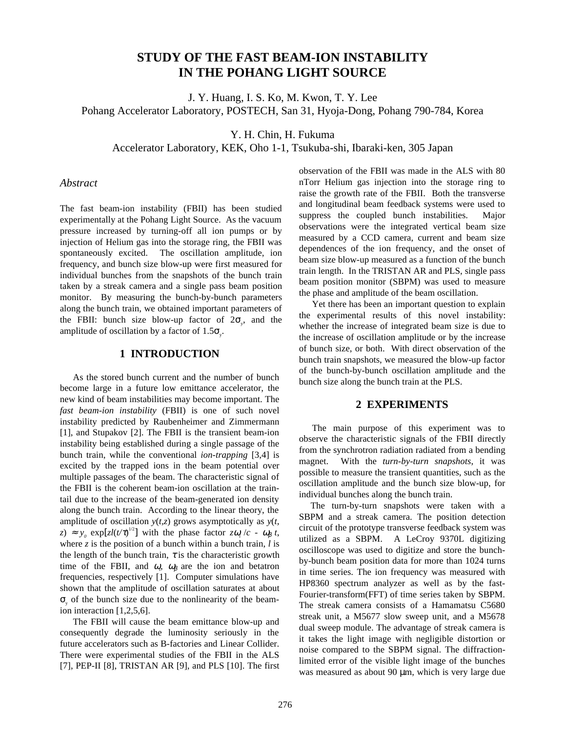# STUDY OF THE FAST BEAM-ION INSTABILITY IN THE POHANG LIGHT SOURCE

J. Y. Huang, I. S. Ko, M. Kwon, T. Y. Lee
Pohang Accelerator Laboratory, POSTECH, San 31, Hyoja-Dong, Pohang 790-784, Korea

Y. H. Chin, H. Fukuma
Accelerator Laboratory, KEK, Oho 1-1, Tsukuba-shi, Ibaraki-ken, 305 Japan

### *Abstract*

The fast beam-ion instability (FBII) has been studied experimentally at the Pohang Light Source. As the vacuum pressure increased by turning-off all ion pumps or by injection of Helium gas into the storage ring, the FBII was spontaneously excited. The oscillation amplitude, ion frequency, and bunch size blow-up were first measured for individual bunches from the snapshots of the bunch train taken by a streak camera and a single pass beam position monitor. By measuring the bunch-by-bunch parameters along the bunch train, we obtained important parameters of the FBII: bunch size blow-up factor of $2\sigma_y$, and the amplitude of oscillation by a factor of $1.5\sigma_y$.

## 1 INTRODUCTION

As the stored bunch current and the number of bunch become large in a future low emittance accelerator, the new kind of beam instabilities may become important. The *fast beam-ion instability* (FBII) is one of such novel instability predicted by Raubenheimer and Zimmermann [1], and Stupakov [2]. The FBII is the transient beam-ion instability being established during a single passage of the bunch train, while the conventional *ion-trapping* [3,4] is excited by the trapped ions in the beam potential over multiple passages of the beam. The characteristic signal of the FBII is the coherent beam-ion oscillation at the train-tail due to the increase of the beam-generated ion density along the bunch train. According to the linear theory, the amplitude of oscillation $y(t,z)$ grows asymptotically as $y(t, z) \approx y_0 \exp[zl(t/\tau)^{1/2}]$ with the phase factor $z\omega_i/c - \omega_\beta t$, where $z$ is the position of a bunch within a bunch train, $l$ is the length of the bunch train, $\tau$ is the characteristic growth time of the FBII, and $\omega_i$, $\omega_\beta$ are the ion and betatron frequencies, respectively [1]. Computer simulations have shown that the amplitude of oscillation saturates at about $\sigma_y$ of the bunch size due to the nonlinearity of the beam-ion interaction [1,2,5,6].

The FBII will cause the beam emittance blow-up and consequently degrade the luminosity seriously in the future accelerators such as B-factories and Linear Collider. There were experimental studies of the FBII in the ALS [7], PEP-II [8], TRISTAN AR [9], and PLS [10]. The first observation of the FBII was made in the ALS with 80 nTorr Helium gas injection into the storage ring to raise the growth rate of the FBII. Both the transverse and longitudinal beam feedback systems were used to suppress the coupled bunch instabilities. Major observations were the integrated vertical beam size measured by a CCD camera, current and beam size dependences of the ion frequency, and the onset of beam size blow-up measured as a function of the bunch train length. In the TRISTAN AR and PLS, single pass beam position monitor (SBPM) was used to measure the phase and amplitude of the beam oscillation.

Yet there has been an important question to explain the experimental results of this novel instability: whether the increase of integrated beam size is due to the increase of oscillation amplitude or by the increase of bunch size, or both. With direct observation of the bunch train snapshots, we measured the blow-up factor of the bunch-by-bunch oscillation amplitude and the bunch size along the bunch train at the PLS.

## 2 EXPERIMENTS

The main purpose of this experiment was to observe the characteristic signals of the FBII directly from the synchrotron radiation radiated from a bending magnet. With the *turn-by-turn snapshots*, it was possible to measure the transient quantities, such as the oscillation amplitude and the bunch size blow-up, for individual bunches along the bunch train.

The turn-by-turn snapshots were taken with a SBPM and a streak camera. The position detection circuit of the prototype transverse feedback system was utilized as a SBPM. A LeCroy 9370L digitizing oscilloscope was used to digitize and store the bunch-by-bunch beam position data for more than 1024 turns in time series. The ion frequency was measured with HP8360 spectrum analyzer as well as by the fast-Fourier-transform(FFT) of time series taken by SBPM. The streak camera consists of a Hamamatsu C5680 streak unit, a M5677 slow sweep unit, and a M5678 dual sweep module. The advantage of streak camera is it takes the light image with negligible distortion or noise compared to the SBPM signal. The diffraction-limited error of the visible light image of the bunches was measured as about 90 μm, which is very large due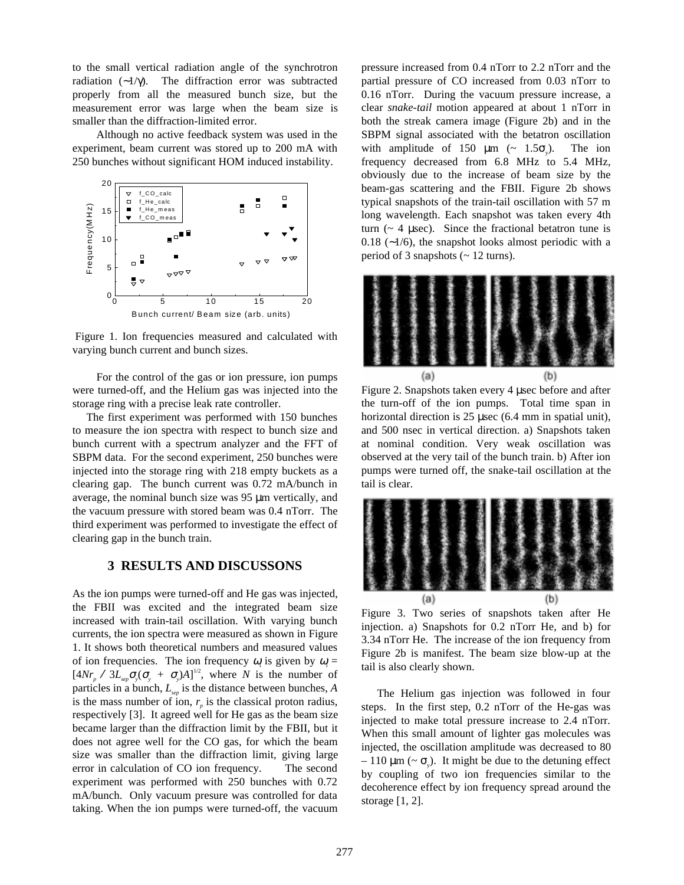to the small vertical radiation angle of the synchrotron radiation (~$1/\gamma$). The diffraction error was subtracted properly from all the measured bunch size, but the measurement error was large when the beam size is smaller than the diffraction-limited error.

Although no active feedback system was used in the experiment, beam current was stored up to 200 mA with 250 bunches without significant HOM induced instability.

Figure 1. Ion frequencies measured and calculated with varying bunch current and bunch sizes.

For the control of the gas or ion pressure, ion pumps were turned-off, and the Helium gas was injected into the storage ring with a precise leak rate controller.

The first experiment was performed with 150 bunches to measure the ion spectra with respect to bunch size and bunch current with a spectrum analyzer and the FFT of SBPM data. For the second experiment, 250 bunches were injected into the storage ring with 218 empty buckets as a clearing gap. The bunch current was 0.72 mA/bunch in average, the nominal bunch size was 95 μm vertically, and the vacuum pressure with stored beam was 0.4 nTorr. The third experiment was performed to investigate the effect of clearing gap in the bunch train.

## 3 RESULTS AND DISCUSSONS

As the ion pumps were turned-off and He gas was injected, the FBII was excited and the integrated beam size increased with train-tail oscillation. With varying bunch currents, the ion spectra were measured as shown in Figure 1. It shows both theoretical numbers and measured values of ion frequencies. The ion frequency $\omega_i$ is given by $\omega_i = [4Nr_p / 3L_{sep}\sigma_y(\sigma_y + \sigma_y)A]^{1/2}$, where $N$ is the number of particles in a bunch, $L_{sep}$ is the distance between bunches, $A$ is the mass number of ion, $r_p$ is the classical proton radius, respectively [3]. It agreed well for He gas as the beam size became larger than the diffraction limit by the FBII, but it does not agree well for the CO gas, for which the beam size was smaller than the diffraction limit, giving large error in calculation of CO ion frequency. The second experiment was performed with 250 bunches with 0.72 mA/bunch. Only vacuum presure was controlled for data taking. When the ion pumps were turned-off, the vacuum pressure increased from 0.4 nTorr to 2.2 nTorr and the partial pressure of CO increased from 0.03 nTorr to 0.16 nTorr. During the vacuum pressure increase, a clear *snake-tail* motion appeared at about 1 nTorr in both the streak camera image (Figure 2b) and in the SBPM signal associated with the betatron oscillation with amplitude of 150 μm (~ $1.5\sigma_y$). The ion frequency decreased from 6.8 MHz to 5.4 MHz, obviously due to the increase of beam size by the beam-gas scattering and the FBII. Figure 2b shows typical snapshots of the train-tail oscillation with 57 m long wavelength. Each snapshot was taken every 4th turn (~ 4 μsec). Since the fractional betatron tune is 0.18 (~1/6), the snapshot looks almost periodic with a period of 3 snapshots (~ 12 turns).

Figure 2. Snapshots taken every 4 μsec before and after the turn-off of the ion pumps. Total time span in horizontal direction is 25 μsec (6.4 mm in spatial unit), and 500 nsec in vertical direction. a) Snapshots taken at nominal condition. Very weak oscillation was observed at the very tail of the bunch train. b) After ion pumps were turned off, the snake-tail oscillation at the tail is clear.

Figure 3. Two series of snapshots taken after He injection. a) Snapshots for 0.2 nTorr He, and b) for 3.34 nTorr He. The increase of the ion frequency from Figure 2b is manifest. The beam size blow-up at the tail is also clearly shown.

The Helium gas injection was followed in four steps. In the first step, 0.2 nTorr of the He-gas was injected to make total pressure increase to 2.4 nTorr. When this small amount of lighter gas molecules was injected, the oscillation amplitude was decreased to 80 – 110 μm (~ $\sigma_y$). It might be due to the detuning effect by coupling of two ion frequencies similar to the decoherence effect by ion frequency spread around the storage [1, 2].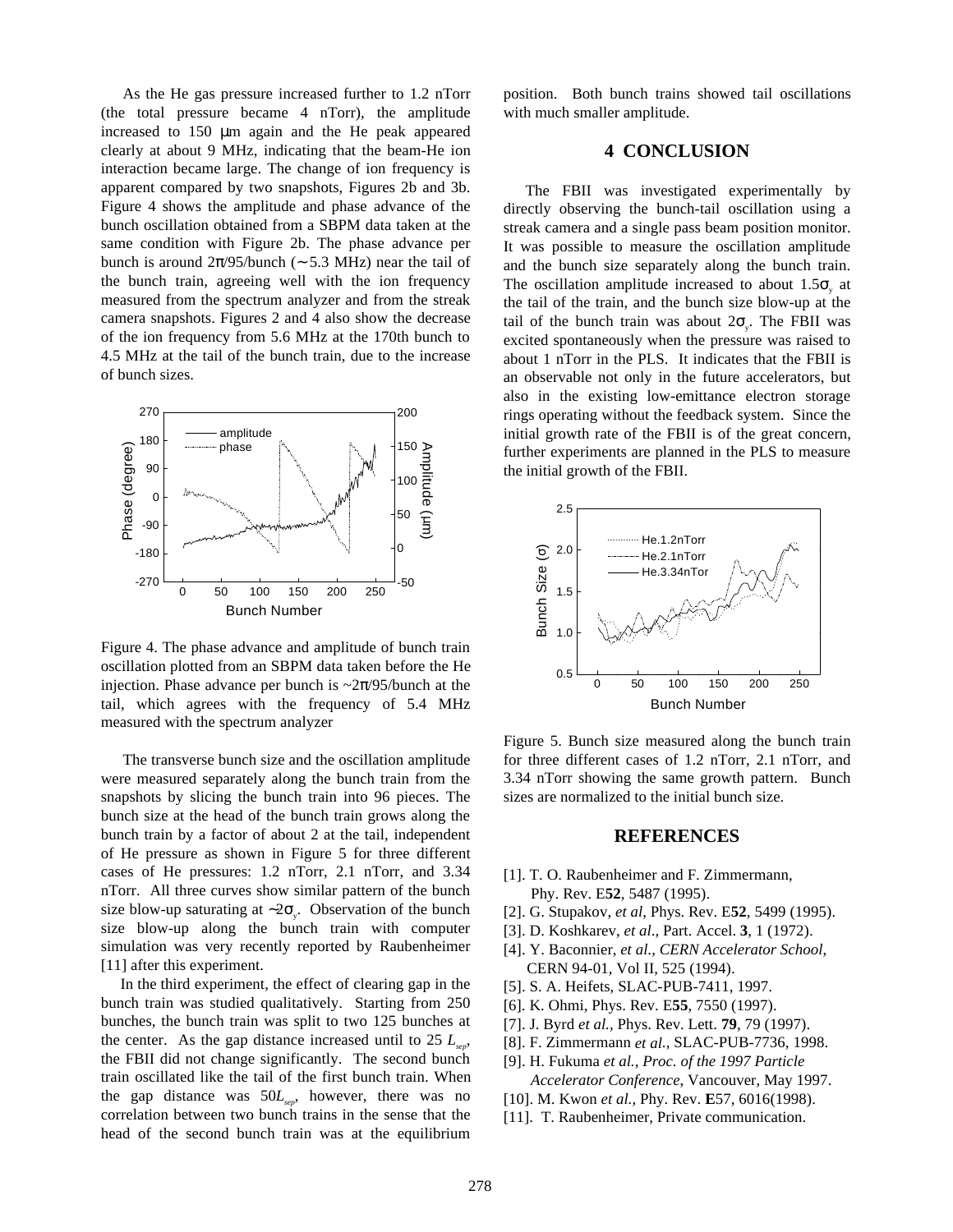As the He gas pressure increased further to 1.2 nTorr (the total pressure became 4 nTorr), the amplitude increased to 150 μm again and the He peak appeared clearly at about 9 MHz, indicating that the beam-He ion interaction became large. The change of ion frequency is apparent compared by two snapshots, Figures 2b and 3b. Figure 4 shows the amplitude and phase advance of the bunch oscillation obtained from a SBPM data taken at the same condition with Figure 2b. The phase advance per bunch is around 2π/95/bunch (∼5.3 MHz) near the tail of the bunch train, agreeing well with the ion frequency measured from the spectrum analyzer and from the streak camera snapshots. Figures 2 and 4 also show the decrease of the ion frequency from 5.6 MHz at the 170th bunch to 4.5 MHz at the tail of the bunch train, due to the increase of bunch sizes.

270
180
90
0
-90
-180
-270
Phase (degree)
200
150
100
50
0
-50
Amplitude (μm)
amplitude
phase
0 50 100 150 200 250
Bunch Number

Figure 4. The phase advance and amplitude of bunch train oscillation plotted from an SBPM data taken before the He injection. Phase advance per bunch is ~2π/95/bunch at the tail, which agrees with the frequency of 5.4 MHz measured with the spectrum analyzer

The transverse bunch size and the oscillation amplitude were measured separately along the bunch train from the snapshots by slicing the bunch train into 96 pieces. The bunch size at the head of the bunch train grows along the bunch train by a factor of about 2 at the tail, independent of He pressure as shown in Figure 5 for three different cases of He pressures: 1.2 nTorr, 2.1 nTorr, and 3.34 nTorr. All three curves show similar pattern of the bunch size blow-up saturating at ∼2$\sigma_y$. Observation of the bunch size blow-up along the bunch train with computer simulation was very recently reported by Raubenheimer [11] after this experiment.

In the third experiment, the effect of clearing gap in the bunch train was studied qualitatively. Starting from 250 bunches, the bunch train was split to two 125 bunches at the center. As the gap distance increased until to 25 $L_{sep}$, the FBII did not change significantly. The second bunch train oscillated like the tail of the first bunch train. When the gap distance was 50$L_{sep}$, however, there was no correlation between two bunch trains in the sense that the head of the second bunch train was at the equilibrium position. Both bunch trains showed tail oscillations with much smaller amplitude.

## 4 CONCLUSION

The FBII was investigated experimentally by directly observing the bunch-tail oscillation using a streak camera and a single pass beam position monitor. It was possible to measure the oscillation amplitude and the bunch size separately along the bunch train. The oscillation amplitude increased to about 1.5$\sigma_y$ at the tail of the train, and the bunch size blow-up at the tail of the bunch train was about 2$\sigma_y$. The FBII was excited spontaneously when the pressure was raised to about 1 nTorr in the PLS. It indicates that the FBII is an observable not only in the future accelerators, but also in the existing low-emittance electron storage rings operating without the feedback system. Since the initial growth rate of the FBII is of the great concern, further experiments are planned in the PLS to measure the initial growth of the FBII.

2.5
2.0
1.5
1.0
0.5
Bunch Size (σ)
He.1.2nTorr
He.2.1nTorr
He.3.34nTor
0 50 100 150 200 250
Bunch Number

Figure 5. Bunch size measured along the bunch train for three different cases of 1.2 nTorr, 2.1 nTorr, and 3.34 nTorr showing the same growth pattern. Bunch sizes are normalized to the initial bunch size.

## REFERENCES

[1]. T. O. Raubenheimer and F. Zimmermann, Phy. Rev. E**52**, 5487 (1995).
[2]. G. Stupakov, *et al*, Phys. Rev. E**52**, 5499 (1995).
[3]. D. Koshkarev, *et al.*, Part. Accel. **3**, 1 (1972).
[4]. Y. Baconnier, *et al.*, *CERN Accelerator School*, CERN 94-01, Vol II, 525 (1994).
[5]. S. A. Heifets, SLAC-PUB-7411, 1997.
[6]. K. Ohmi, Phys. Rev. E**55**, 7550 (1997).
[7]. J. Byrd *et al.*, Phys. Rev. Lett. **79**, 79 (1997).
[8]. F. Zimmermann *et al.*, SLAC-PUB-7736, 1998.
[9]. H. Fukuma *et al., Proc. of the 1997 Particle Accelerator Conference*, Vancouver, May 1997.
[10]. M. Kwon *et al.,* Phy. Rev. **E**57, 6016(1998).
[11]. T. Raubenheimer, Private communication.